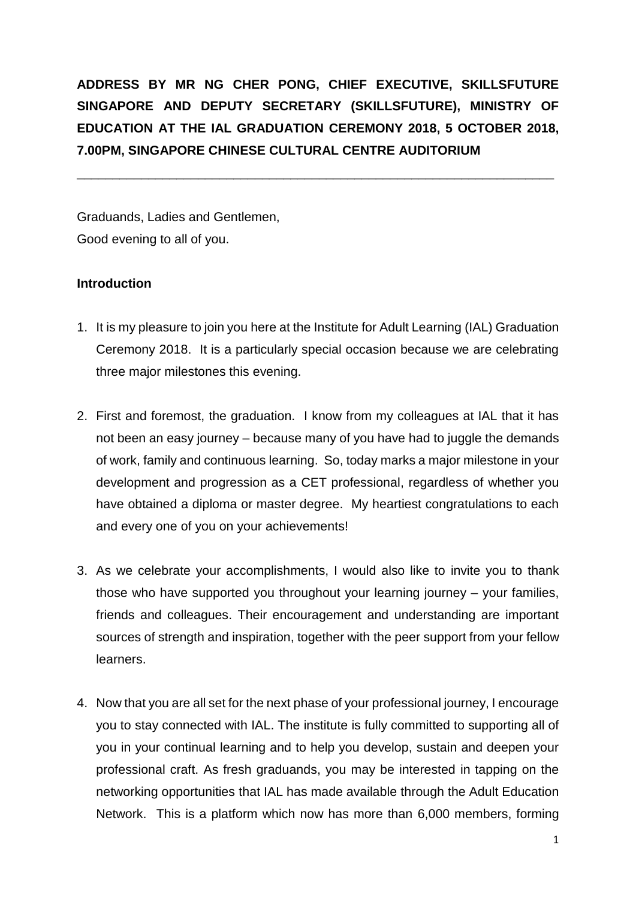**ADDRESS BY MR NG CHER PONG, CHIEF EXECUTIVE, SKILLSFUTURE SINGAPORE AND DEPUTY SECRETARY (SKILLSFUTURE), MINISTRY OF EDUCATION AT THE IAL GRADUATION CEREMONY 2018, 5 OCTOBER 2018, 7.00PM, SINGAPORE CHINESE CULTURAL CENTRE AUDITORIUM**

---

Graduands, Ladies and Gentlemen,
Good evening to all of you.

**Introduction**

1. It is my pleasure to join you here at the Institute for Adult Learning (IAL) Graduation Ceremony 2018. It is a particularly special occasion because we are celebrating three major milestones this evening.

2. First and foremost, the graduation. I know from my colleagues at IAL that it has not been an easy journey – because many of you have had to juggle the demands of work, family and continuous learning. So, today marks a major milestone in your development and progression as a CET professional, regardless of whether you have obtained a diploma or master degree. My heartiest congratulations to each and every one of you on your achievements!

3. As we celebrate your accomplishments, I would also like to invite you to thank those who have supported you throughout your learning journey – your families, friends and colleagues. Their encouragement and understanding are important sources of strength and inspiration, together with the peer support from your fellow learners.

4. Now that you are all set for the next phase of your professional journey, I encourage you to stay connected with IAL. The institute is fully committed to supporting all of you in your continual learning and to help you develop, sustain and deepen your professional craft. As fresh graduands, you may be interested in tapping on the networking opportunities that IAL has made available through the Adult Education Network. This is a platform which now has more than 6,000 members, forming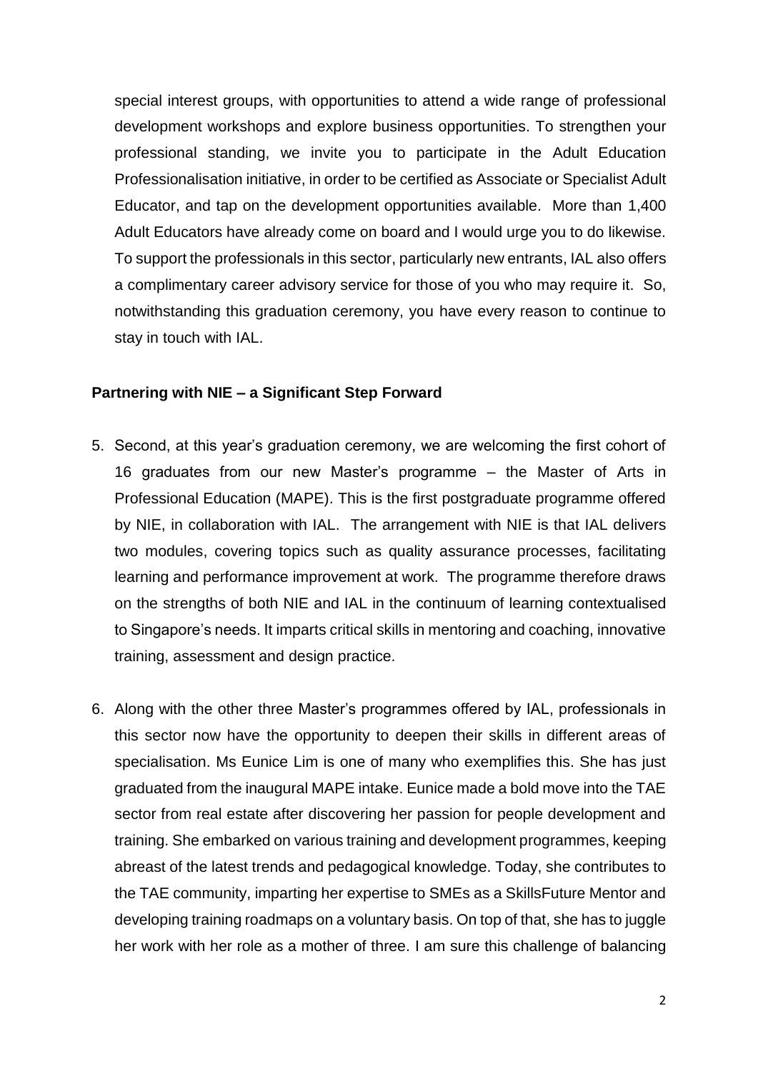special interest groups, with opportunities to attend a wide range of professional development workshops and explore business opportunities. To strengthen your professional standing, we invite you to participate in the Adult Education Professionalisation initiative, in order to be certified as Associate or Specialist Adult Educator, and tap on the development opportunities available. More than 1,400 Adult Educators have already come on board and I would urge you to do likewise. To support the professionals in this sector, particularly new entrants, IAL also offers a complimentary career advisory service for those of you who may require it. So, notwithstanding this graduation ceremony, you have every reason to continue to stay in touch with IAL.

**Partnering with NIE – a Significant Step Forward**

5. Second, at this year's graduation ceremony, we are welcoming the first cohort of 16 graduates from our new Master's programme – the Master of Arts in Professional Education (MAPE). This is the first postgraduate programme offered by NIE, in collaboration with IAL. The arrangement with NIE is that IAL delivers two modules, covering topics such as quality assurance processes, facilitating learning and performance improvement at work. The programme therefore draws on the strengths of both NIE and IAL in the continuum of learning contextualised to Singapore's needs. It imparts critical skills in mentoring and coaching, innovative training, assessment and design practice.

6. Along with the other three Master's programmes offered by IAL, professionals in this sector now have the opportunity to deepen their skills in different areas of specialisation. Ms Eunice Lim is one of many who exemplifies this. She has just graduated from the inaugural MAPE intake. Eunice made a bold move into the TAE sector from real estate after discovering her passion for people development and training. She embarked on various training and development programmes, keeping abreast of the latest trends and pedagogical knowledge. Today, she contributes to the TAE community, imparting her expertise to SMEs as a SkillsFuture Mentor and developing training roadmaps on a voluntary basis. On top of that, she has to juggle her work with her role as a mother of three. I am sure this challenge of balancing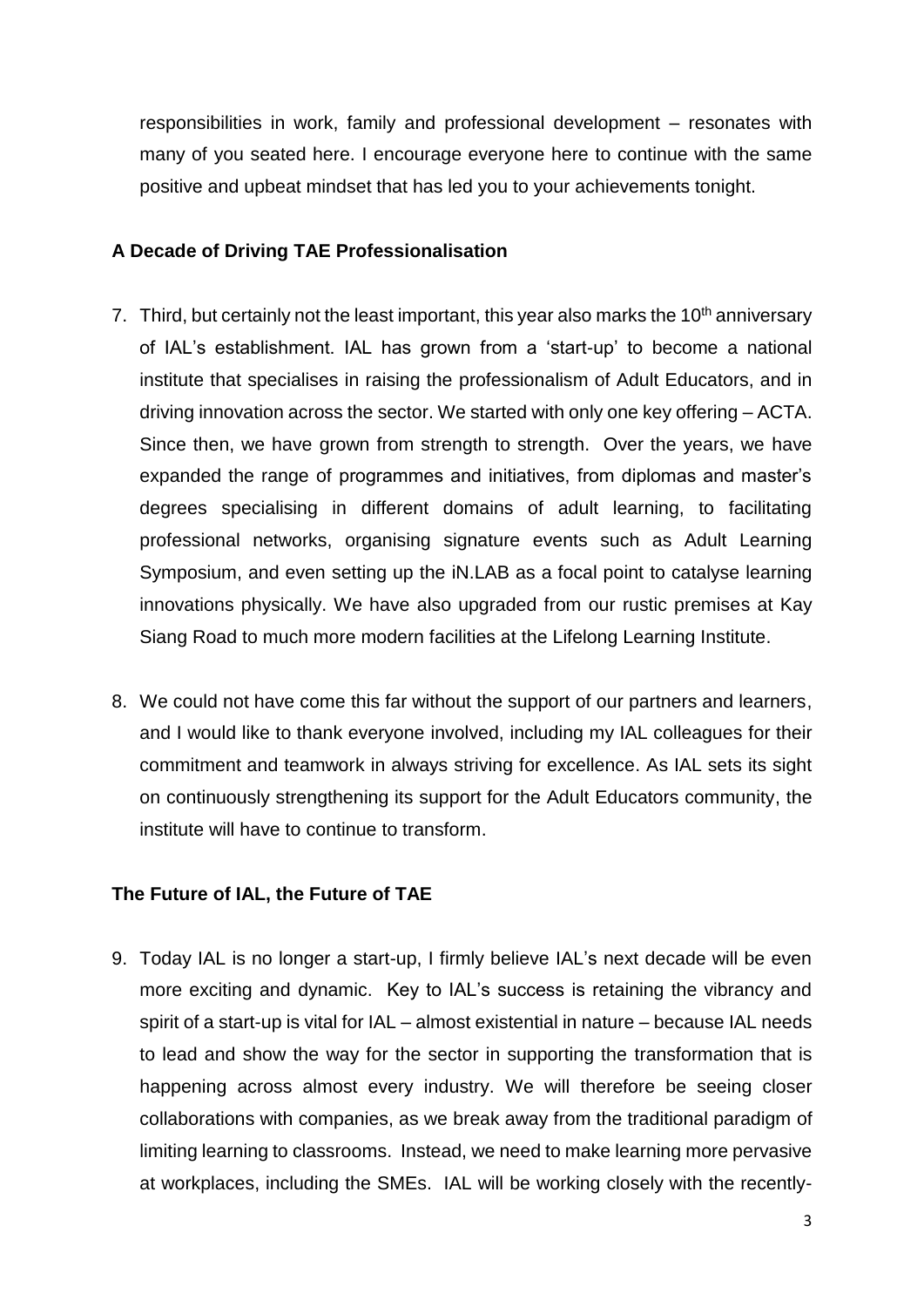responsibilities in work, family and professional development – resonates with many of you seated here. I encourage everyone here to continue with the same positive and upbeat mindset that has led you to your achievements tonight.

**A Decade of Driving TAE Professionalisation**

7. Third, but certainly not the least important, this year also marks the 10th anniversary of IAL's establishment. IAL has grown from a 'start-up' to become a national institute that specialises in raising the professionalism of Adult Educators, and in driving innovation across the sector. We started with only one key offering – ACTA. Since then, we have grown from strength to strength. Over the years, we have expanded the range of programmes and initiatives, from diplomas and master's degrees specialising in different domains of adult learning, to facilitating professional networks, organising signature events such as Adult Learning Symposium, and even setting up the iN.LAB as a focal point to catalyse learning innovations physically. We have also upgraded from our rustic premises at Kay Siang Road to much more modern facilities at the Lifelong Learning Institute.

8. We could not have come this far without the support of our partners and learners, and I would like to thank everyone involved, including my IAL colleagues for their commitment and teamwork in always striving for excellence. As IAL sets its sight on continuously strengthening its support for the Adult Educators community, the institute will have to continue to transform.

**The Future of IAL, the Future of TAE**

9. Today IAL is no longer a start-up, I firmly believe IAL's next decade will be even more exciting and dynamic. Key to IAL's success is retaining the vibrancy and spirit of a start-up is vital for IAL – almost existential in nature – because IAL needs to lead and show the way for the sector in supporting the transformation that is happening across almost every industry. We will therefore be seeing closer collaborations with companies, as we break away from the traditional paradigm of limiting learning to classrooms. Instead, we need to make learning more pervasive at workplaces, including the SMEs. IAL will be working closely with the recently-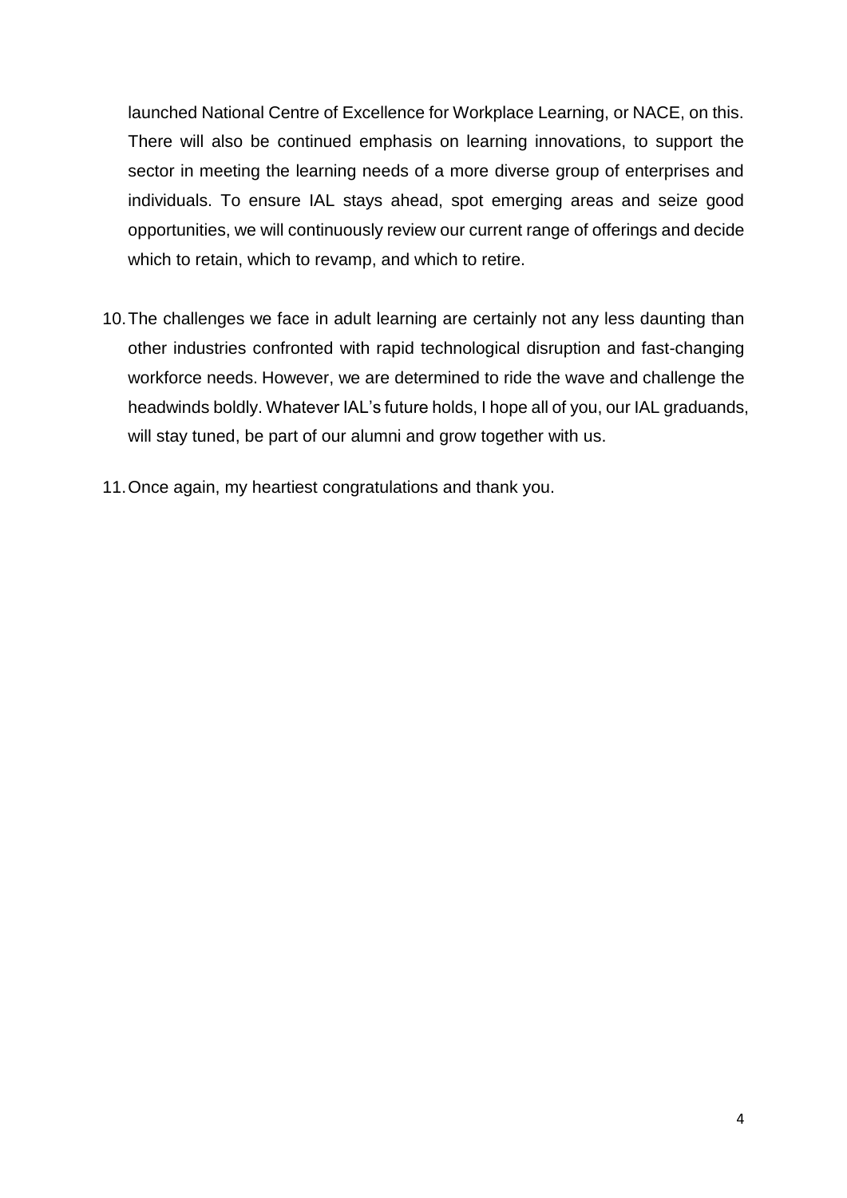launched National Centre of Excellence for Workplace Learning, or NACE, on this. There will also be continued emphasis on learning innovations, to support the sector in meeting the learning needs of a more diverse group of enterprises and individuals. To ensure IAL stays ahead, spot emerging areas and seize good opportunities, we will continuously review our current range of offerings and decide which to retain, which to revamp, and which to retire.

10. The challenges we face in adult learning are certainly not any less daunting than other industries confronted with rapid technological disruption and fast-changing workforce needs. However, we are determined to ride the wave and challenge the headwinds boldly. Whatever IAL's future holds, I hope all of you, our IAL graduands, will stay tuned, be part of our alumni and grow together with us.

11. Once again, my heartiest congratulations and thank you.